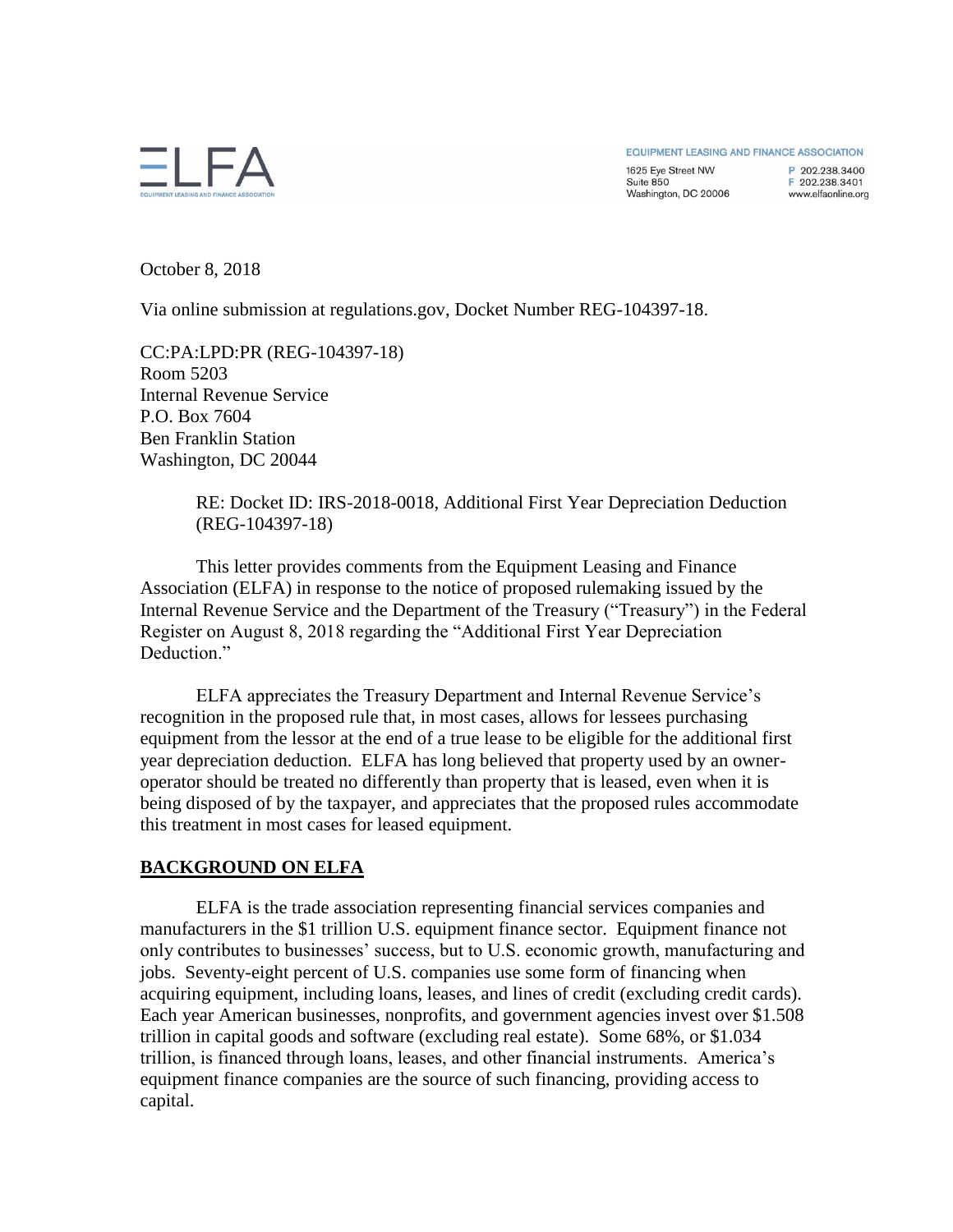ELFA

EQUIPMENT LEASING AND FINANCE ASSOCIATION

1625 Eye Street NW
Suite 850
Washington, DC 20006

P 202.238.3400
F 202.238.3401
www.elfaonline.org

October 8, 2018

Via online submission at regulations.gov, Docket Number REG-104397-18.

CC:PA:LPD:PR (REG-104397-18)
Room 5203
Internal Revenue Service
P.O. Box 7604
Ben Franklin Station
Washington, DC 20044

RE: Docket ID: IRS-2018-0018, Additional First Year Depreciation Deduction (REG-104397-18)

This letter provides comments from the Equipment Leasing and Finance Association (ELFA) in response to the notice of proposed rulemaking issued by the Internal Revenue Service and the Department of the Treasury ("Treasury") in the Federal Register on August 8, 2018 regarding the "Additional First Year Depreciation Deduction."

ELFA appreciates the Treasury Department and Internal Revenue Service's recognition in the proposed rule that, in most cases, allows for lessees purchasing equipment from the lessor at the end of a true lease to be eligible for the additional first year depreciation deduction. ELFA has long believed that property used by an owner-operator should be treated no differently than property that is leased, even when it is being disposed of by the taxpayer, and appreciates that the proposed rules accommodate this treatment in most cases for leased equipment.

## BACKGROUND ON ELFA

ELFA is the trade association representing financial services companies and manufacturers in the $1 trillion U.S. equipment finance sector. Equipment finance not only contributes to businesses' success, but to U.S. economic growth, manufacturing and jobs. Seventy-eight percent of U.S. companies use some form of financing when acquiring equipment, including loans, leases, and lines of credit (excluding credit cards). Each year American businesses, nonprofits, and government agencies invest over $1.508 trillion in capital goods and software (excluding real estate). Some 68%, or $1.034 trillion, is financed through loans, leases, and other financial instruments. America's equipment finance companies are the source of such financing, providing access to capital.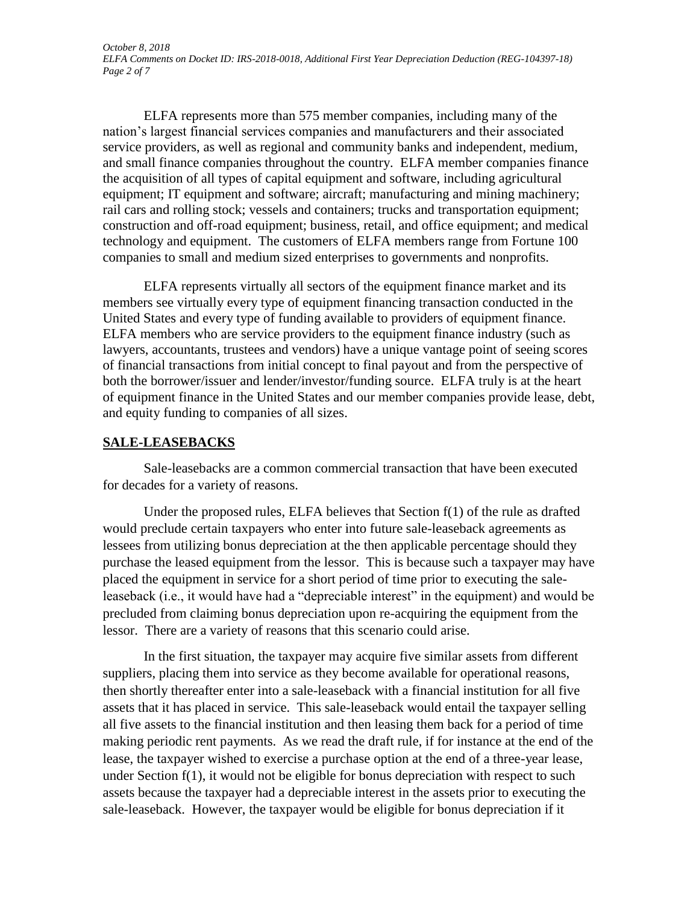ELFA represents more than 575 member companies, including many of the nation's largest financial services companies and manufacturers and their associated service providers, as well as regional and community banks and independent, medium, and small finance companies throughout the country. ELFA member companies finance the acquisition of all types of capital equipment and software, including agricultural equipment; IT equipment and software; aircraft; manufacturing and mining machinery; rail cars and rolling stock; vessels and containers; trucks and transportation equipment; construction and off-road equipment; business, retail, and office equipment; and medical technology and equipment. The customers of ELFA members range from Fortune 100 companies to small and medium sized enterprises to governments and nonprofits.

ELFA represents virtually all sectors of the equipment finance market and its members see virtually every type of equipment financing transaction conducted in the United States and every type of funding available to providers of equipment finance. ELFA members who are service providers to the equipment finance industry (such as lawyers, accountants, trustees and vendors) have a unique vantage point of seeing scores of financial transactions from initial concept to final payout and from the perspective of both the borrower/issuer and lender/investor/funding source. ELFA truly is at the heart of equipment finance in the United States and our member companies provide lease, debt, and equity funding to companies of all sizes.

## SALE-LEASEBACKS

Sale-leasebacks are a common commercial transaction that have been executed for decades for a variety of reasons.

Under the proposed rules, ELFA believes that Section f(1) of the rule as drafted would preclude certain taxpayers who enter into future sale-leaseback agreements as lessees from utilizing bonus depreciation at the then applicable percentage should they purchase the leased equipment from the lessor. This is because such a taxpayer may have placed the equipment in service for a short period of time prior to executing the sale-leaseback (i.e., it would have had a "depreciable interest" in the equipment) and would be precluded from claiming bonus depreciation upon re-acquiring the equipment from the lessor. There are a variety of reasons that this scenario could arise.

In the first situation, the taxpayer may acquire five similar assets from different suppliers, placing them into service as they become available for operational reasons, then shortly thereafter enter into a sale-leaseback with a financial institution for all five assets that it has placed in service. This sale-leaseback would entail the taxpayer selling all five assets to the financial institution and then leasing them back for a period of time making periodic rent payments. As we read the draft rule, if for instance at the end of the lease, the taxpayer wished to exercise a purchase option at the end of a three-year lease, under Section f(1), it would not be eligible for bonus depreciation with respect to such assets because the taxpayer had a depreciable interest in the assets prior to executing the sale-leaseback. However, the taxpayer would be eligible for bonus depreciation if it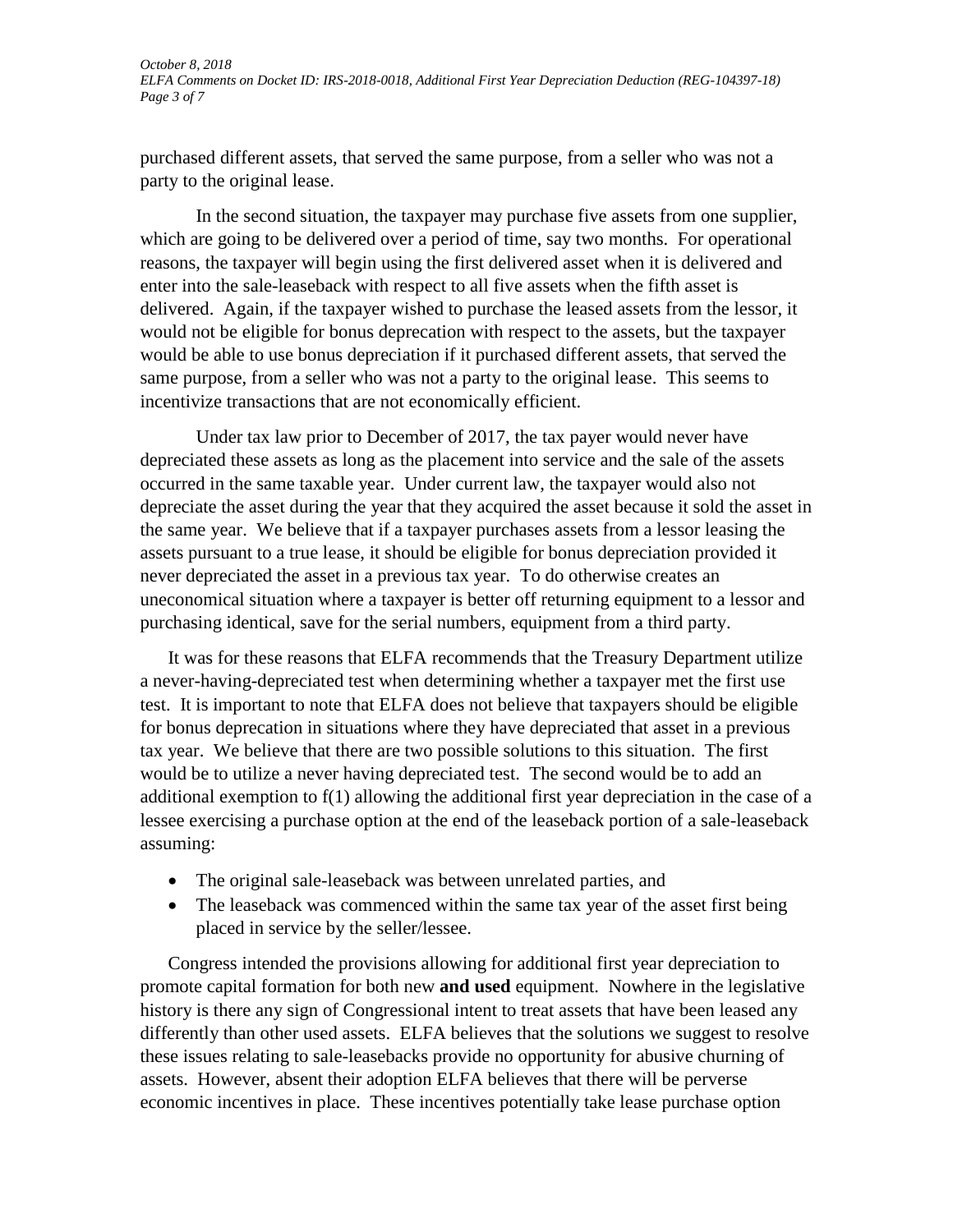purchased different assets, that served the same purpose, from a seller who was not a party to the original lease.

In the second situation, the taxpayer may purchase five assets from one supplier, which are going to be delivered over a period of time, say two months. For operational reasons, the taxpayer will begin using the first delivered asset when it is delivered and enter into the sale-leaseback with respect to all five assets when the fifth asset is delivered. Again, if the taxpayer wished to purchase the leased assets from the lessor, it would not be eligible for bonus deprecation with respect to the assets, but the taxpayer would be able to use bonus depreciation if it purchased different assets, that served the same purpose, from a seller who was not a party to the original lease. This seems to incentivize transactions that are not economically efficient.

Under tax law prior to December of 2017, the tax payer would never have depreciated these assets as long as the placement into service and the sale of the assets occurred in the same taxable year. Under current law, the taxpayer would also not depreciate the asset during the year that they acquired the asset because it sold the asset in the same year. We believe that if a taxpayer purchases assets from a lessor leasing the assets pursuant to a true lease, it should be eligible for bonus depreciation provided it never depreciated the asset in a previous tax year. To do otherwise creates an uneconomical situation where a taxpayer is better off returning equipment to a lessor and purchasing identical, save for the serial numbers, equipment from a third party.

It was for these reasons that ELFA recommends that the Treasury Department utilize a never-having-depreciated test when determining whether a taxpayer met the first use test. It is important to note that ELFA does not believe that taxpayers should be eligible for bonus deprecation in situations where they have depreciated that asset in a previous tax year. We believe that there are two possible solutions to this situation. The first would be to utilize a never having depreciated test. The second would be to add an additional exemption to f(1) allowing the additional first year depreciation in the case of a lessee exercising a purchase option at the end of the leaseback portion of a sale-leaseback assuming:

- The original sale-leaseback was between unrelated parties, and
- The leaseback was commenced within the same tax year of the asset first being placed in service by the seller/lessee.

Congress intended the provisions allowing for additional first year depreciation to promote capital formation for both new **and used** equipment. Nowhere in the legislative history is there any sign of Congressional intent to treat assets that have been leased any differently than other used assets. ELFA believes that the solutions we suggest to resolve these issues relating to sale-leasebacks provide no opportunity for abusive churning of assets. However, absent their adoption ELFA believes that there will be perverse economic incentives in place. These incentives potentially take lease purchase option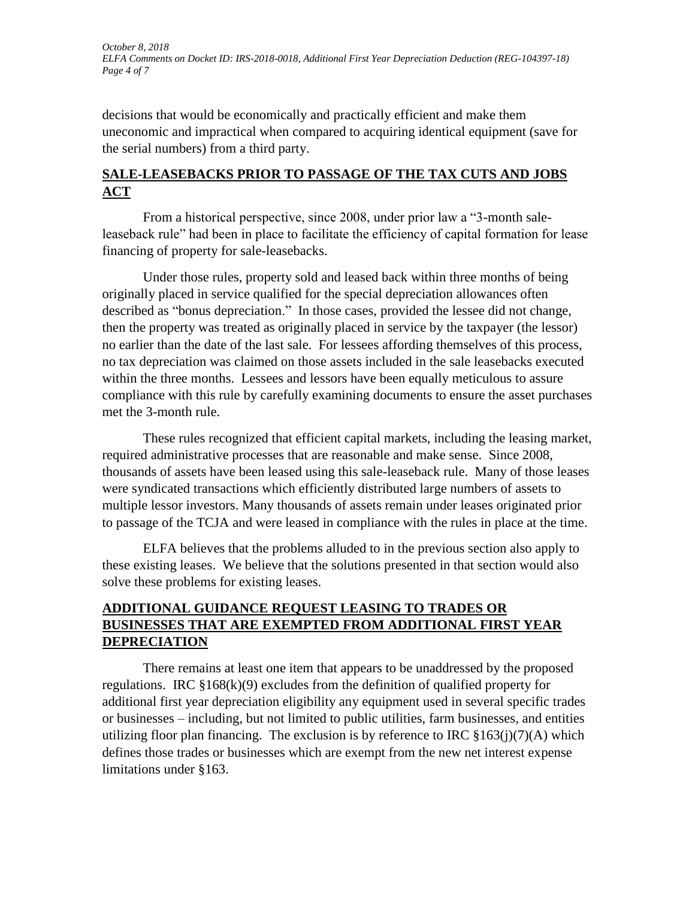decisions that would be economically and practically efficient and make them uneconomic and impractical when compared to acquiring identical equipment (save for the serial numbers) from a third party.

## **SALE-LEASEBACKS PRIOR TO PASSAGE OF THE TAX CUTS AND JOBS ACT**

From a historical perspective, since 2008, under prior law a "3-month sale-leaseback rule" had been in place to facilitate the efficiency of capital formation for lease financing of property for sale-leasebacks.

Under those rules, property sold and leased back within three months of being originally placed in service qualified for the special depreciation allowances often described as "bonus depreciation." In those cases, provided the lessee did not change, then the property was treated as originally placed in service by the taxpayer (the lessor) no earlier than the date of the last sale. For lessees affording themselves of this process, no tax depreciation was claimed on those assets included in the sale leasebacks executed within the three months. Lessees and lessors have been equally meticulous to assure compliance with this rule by carefully examining documents to ensure the asset purchases met the 3-month rule.

These rules recognized that efficient capital markets, including the leasing market, required administrative processes that are reasonable and make sense. Since 2008, thousands of assets have been leased using this sale-leaseback rule. Many of those leases were syndicated transactions which efficiently distributed large numbers of assets to multiple lessor investors. Many thousands of assets remain under leases originated prior to passage of the TCJA and were leased in compliance with the rules in place at the time.

ELFA believes that the problems alluded to in the previous section also apply to these existing leases. We believe that the solutions presented in that section would also solve these problems for existing leases.

## **ADDITIONAL GUIDANCE REQUEST LEASING TO TRADES OR BUSINESSES THAT ARE EXEMPTED FROM ADDITIONAL FIRST YEAR DEPRECIATION**

There remains at least one item that appears to be unaddressed by the proposed regulations. IRC §168(k)(9) excludes from the definition of qualified property for additional first year depreciation eligibility any equipment used in several specific trades or businesses – including, but not limited to public utilities, farm businesses, and entities utilizing floor plan financing. The exclusion is by reference to IRC §163(j)(7)(A) which defines those trades or businesses which are exempt from the new net interest expense limitations under §163.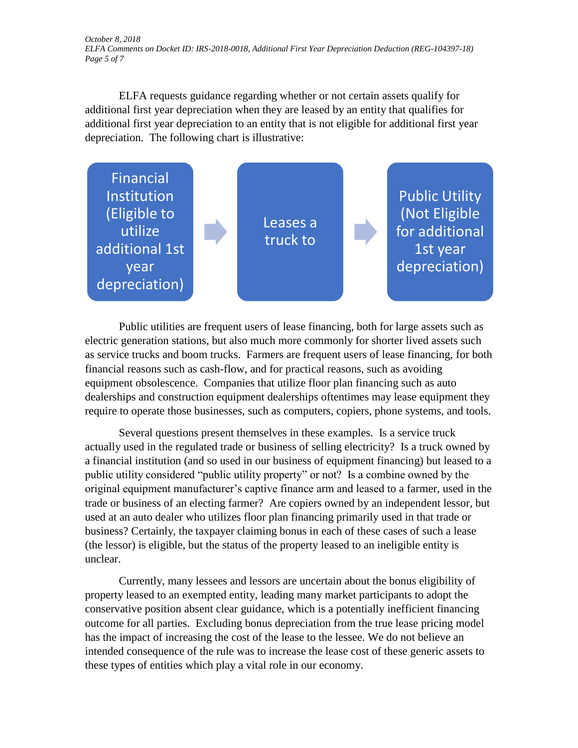ELFA requests guidance regarding whether or not certain assets qualify for additional first year depreciation when they are leased by an entity that qualifies for additional first year depreciation to an entity that is not eligible for additional first year depreciation. The following chart is illustrative:

Financial Institution (Eligible to utilize additional 1st year depreciation) → Leases a truck to → Public Utility (Not Eligible for additional 1st year depreciation)

Public utilities are frequent users of lease financing, both for large assets such as electric generation stations, but also much more commonly for shorter lived assets such as service trucks and boom trucks. Farmers are frequent users of lease financing, for both financial reasons such as cash-flow, and for practical reasons, such as avoiding equipment obsolescence. Companies that utilize floor plan financing such as auto dealerships and construction equipment dealerships oftentimes may lease equipment they require to operate those businesses, such as computers, copiers, phone systems, and tools.

Several questions present themselves in these examples. Is a service truck actually used in the regulated trade or business of selling electricity? Is a truck owned by a financial institution (and so used in our business of equipment financing) but leased to a public utility considered "public utility property" or not? Is a combine owned by the original equipment manufacturer's captive finance arm and leased to a farmer, used in the trade or business of an electing farmer? Are copiers owned by an independent lessor, but used at an auto dealer who utilizes floor plan financing primarily used in that trade or business? Certainly, the taxpayer claiming bonus in each of these cases of such a lease (the lessor) is eligible, but the status of the property leased to an ineligible entity is unclear.

Currently, many lessees and lessors are uncertain about the bonus eligibility of property leased to an exempted entity, leading many market participants to adopt the conservative position absent clear guidance, which is a potentially inefficient financing outcome for all parties. Excluding bonus depreciation from the true lease pricing model has the impact of increasing the cost of the lease to the lessee. We do not believe an intended consequence of the rule was to increase the lease cost of these generic assets to these types of entities which play a vital role in our economy.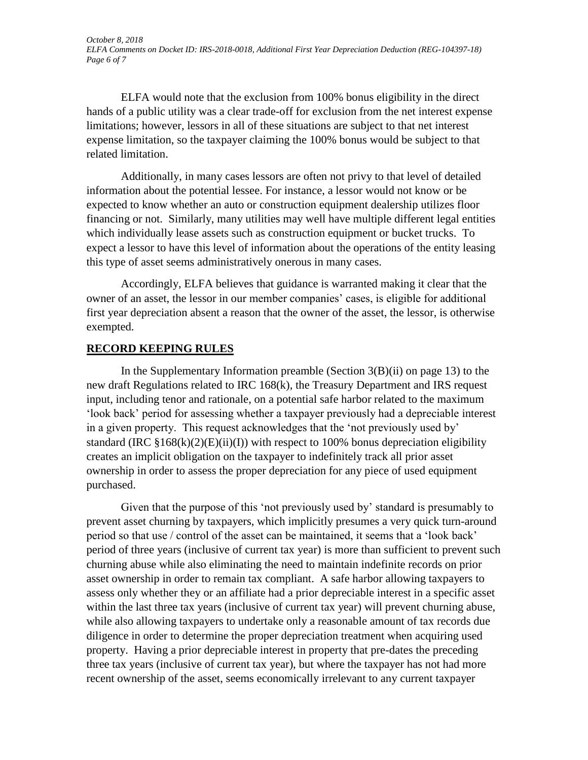ELFA would note that the exclusion from 100% bonus eligibility in the direct hands of a public utility was a clear trade-off for exclusion from the net interest expense limitations; however, lessors in all of these situations are subject to that net interest expense limitation, so the taxpayer claiming the 100% bonus would be subject to that related limitation.

Additionally, in many cases lessors are often not privy to that level of detailed information about the potential lessee. For instance, a lessor would not know or be expected to know whether an auto or construction equipment dealership utilizes floor financing or not. Similarly, many utilities may well have multiple different legal entities which individually lease assets such as construction equipment or bucket trucks. To expect a lessor to have this level of information about the operations of the entity leasing this type of asset seems administratively onerous in many cases.

Accordingly, ELFA believes that guidance is warranted making it clear that the owner of an asset, the lessor in our member companies' cases, is eligible for additional first year depreciation absent a reason that the owner of the asset, the lessor, is otherwise exempted.

## RECORD KEEPING RULES

In the Supplementary Information preamble (Section 3(B)(ii) on page 13) to the new draft Regulations related to IRC 168(k), the Treasury Department and IRS request input, including tenor and rationale, on a potential safe harbor related to the maximum 'look back' period for assessing whether a taxpayer previously had a depreciable interest in a given property. This request acknowledges that the 'not previously used by' standard (IRC §168(k)(2)(E)(ii)(I)) with respect to 100% bonus depreciation eligibility creates an implicit obligation on the taxpayer to indefinitely track all prior asset ownership in order to assess the proper depreciation for any piece of used equipment purchased.

Given that the purpose of this 'not previously used by' standard is presumably to prevent asset churning by taxpayers, which implicitly presumes a very quick turn-around period so that use / control of the asset can be maintained, it seems that a 'look back' period of three years (inclusive of current tax year) is more than sufficient to prevent such churning abuse while also eliminating the need to maintain indefinite records on prior asset ownership in order to remain tax compliant. A safe harbor allowing taxpayers to assess only whether they or an affiliate had a prior depreciable interest in a specific asset within the last three tax years (inclusive of current tax year) will prevent churning abuse, while also allowing taxpayers to undertake only a reasonable amount of tax records due diligence in order to determine the proper depreciation treatment when acquiring used property. Having a prior depreciable interest in property that pre-dates the preceding three tax years (inclusive of current tax year), but where the taxpayer has not had more recent ownership of the asset, seems economically irrelevant to any current taxpayer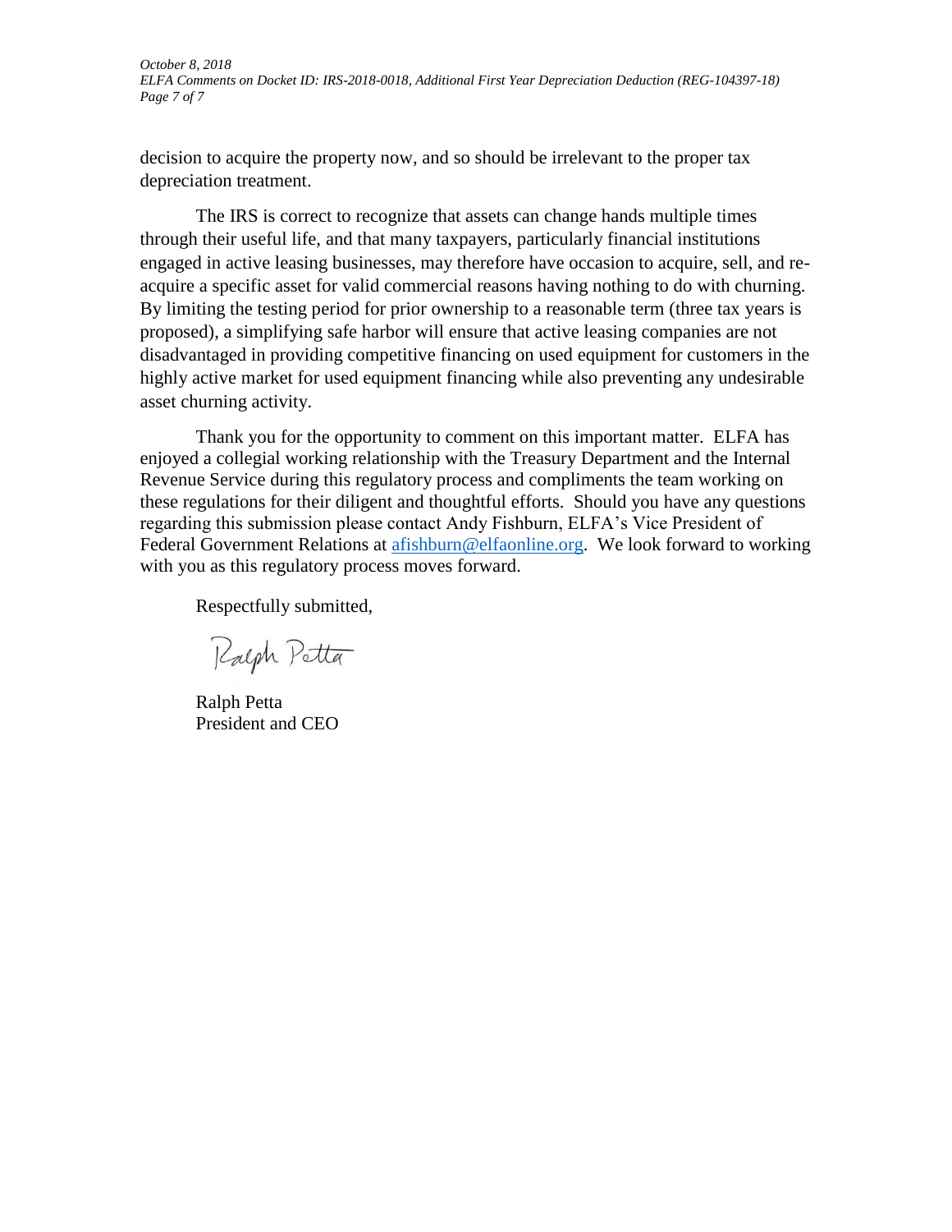decision to acquire the property now, and so should be irrelevant to the proper tax depreciation treatment.

The IRS is correct to recognize that assets can change hands multiple times through their useful life, and that many taxpayers, particularly financial institutions engaged in active leasing businesses, may therefore have occasion to acquire, sell, and re-acquire a specific asset for valid commercial reasons having nothing to do with churning. By limiting the testing period for prior ownership to a reasonable term (three tax years is proposed), a simplifying safe harbor will ensure that active leasing companies are not disadvantaged in providing competitive financing on used equipment for customers in the highly active market for used equipment financing while also preventing any undesirable asset churning activity.

Thank you for the opportunity to comment on this important matter. ELFA has enjoyed a collegial working relationship with the Treasury Department and the Internal Revenue Service during this regulatory process and compliments the team working on these regulations for their diligent and thoughtful efforts. Should you have any questions regarding this submission please contact Andy Fishburn, ELFA's Vice President of Federal Government Relations at afishburn@elfaonline.org. We look forward to working with you as this regulatory process moves forward.

Respectfully submitted,

Ralph Petta

Ralph Petta
President and CEO